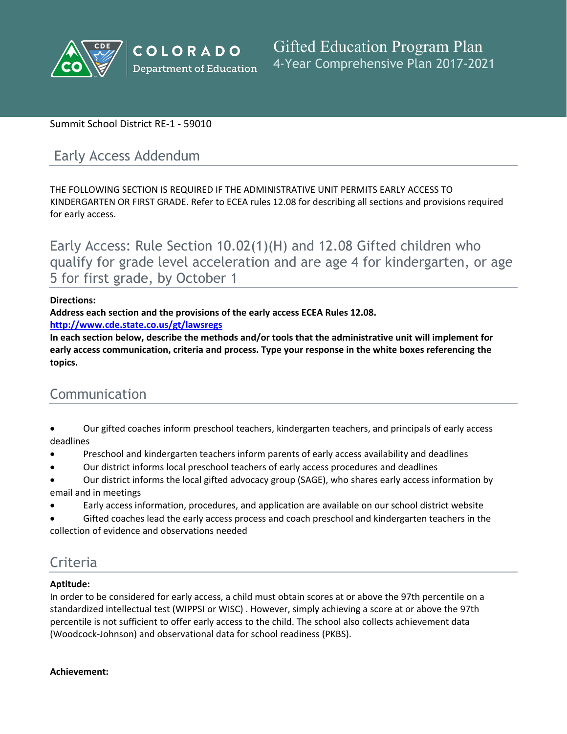# Gifted Education Program Plan
4-Year Comprehensive Plan 2017-2021

Summit School District RE-1 - 59010

## Early Access Addendum

THE FOLLOWING SECTION IS REQUIRED IF THE ADMINISTRATIVE UNIT PERMITS EARLY ACCESS TO KINDERGARTEN OR FIRST GRADE. Refer to ECEA rules 12.08 for describing all sections and provisions required for early access.

## Early Access: Rule Section 10.02(1)(H) and 12.08 Gifted children who qualify for grade level acceleration and are age 4 for kindergarten, or age 5 for first grade, by October 1

**Directions:**
**Address each section and the provisions of the early access ECEA Rules 12.08.**
**http://www.cde.state.co.us/gt/lawsregs**
**In each section below, describe the methods and/or tools that the administrative unit will implement for early access communication, criteria and process. Type your response in the white boxes referencing the topics.**

## Communication

- Our gifted coaches inform preschool teachers, kindergarten teachers, and principals of early access deadlines
- Preschool and kindergarten teachers inform parents of early access availability and deadlines
- Our district informs local preschool teachers of early access procedures and deadlines
- Our district informs the local gifted advocacy group (SAGE), who shares early access information by email and in meetings
- Early access information, procedures, and application are available on our school district website
- Gifted coaches lead the early access process and coach preschool and kindergarten teachers in the collection of evidence and observations needed

## Criteria

**Aptitude:**
In order to be considered for early access, a child must obtain scores at or above the 97th percentile on a standardized intellectual test (WIPPSI or WISC) . However, simply achieving a score at or above the 97th percentile is not sufficient to offer early access to the child. The school also collects achievement data (Woodcock-Johnson) and observational data for school readiness (PKBS).

**Achievement:**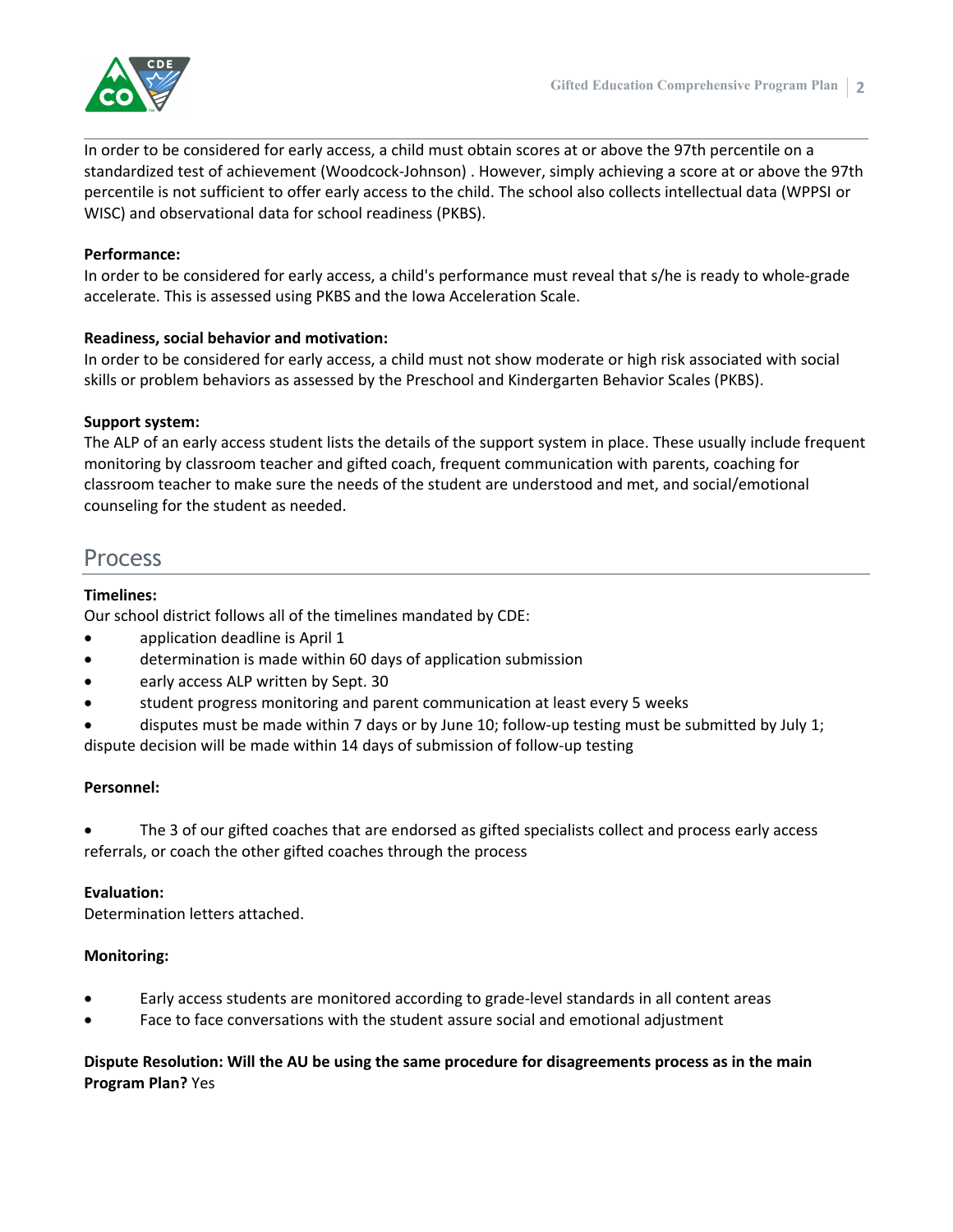In order to be considered for early access, a child must obtain scores at or above the 97th percentile on a standardized test of achievement (Woodcock-Johnson) . However, simply achieving a score at or above the 97th percentile is not sufficient to offer early access to the child. The school also collects intellectual data (WPPSI or WISC) and observational data for school readiness (PKBS).

**Performance:**
In order to be considered for early access, a child's performance must reveal that s/he is ready to whole-grade accelerate. This is assessed using PKBS and the Iowa Acceleration Scale.

**Readiness, social behavior and motivation:**
In order to be considered for early access, a child must not show moderate or high risk associated with social skills or problem behaviors as assessed by the Preschool and Kindergarten Behavior Scales (PKBS).

**Support system:**
The ALP of an early access student lists the details of the support system in place. These usually include frequent monitoring by classroom teacher and gifted coach, frequent communication with parents, coaching for classroom teacher to make sure the needs of the student are understood and met, and social/emotional counseling for the student as needed.

## Process

**Timelines:**
Our school district follows all of the timelines mandated by CDE:

- application deadline is April 1
- determination is made within 60 days of application submission
- early access ALP written by Sept. 30
- student progress monitoring and parent communication at least every 5 weeks
- disputes must be made within 7 days or by June 10; follow-up testing must be submitted by July 1; dispute decision will be made within 14 days of submission of follow-up testing

**Personnel:**

- The 3 of our gifted coaches that are endorsed as gifted specialists collect and process early access referrals, or coach the other gifted coaches through the process

**Evaluation:**
Determination letters attached.

**Monitoring:**

- Early access students are monitored according to grade-level standards in all content areas
- Face to face conversations with the student assure social and emotional adjustment

**Dispute Resolution: Will the AU be using the same procedure for disagreements process as in the main Program Plan?** Yes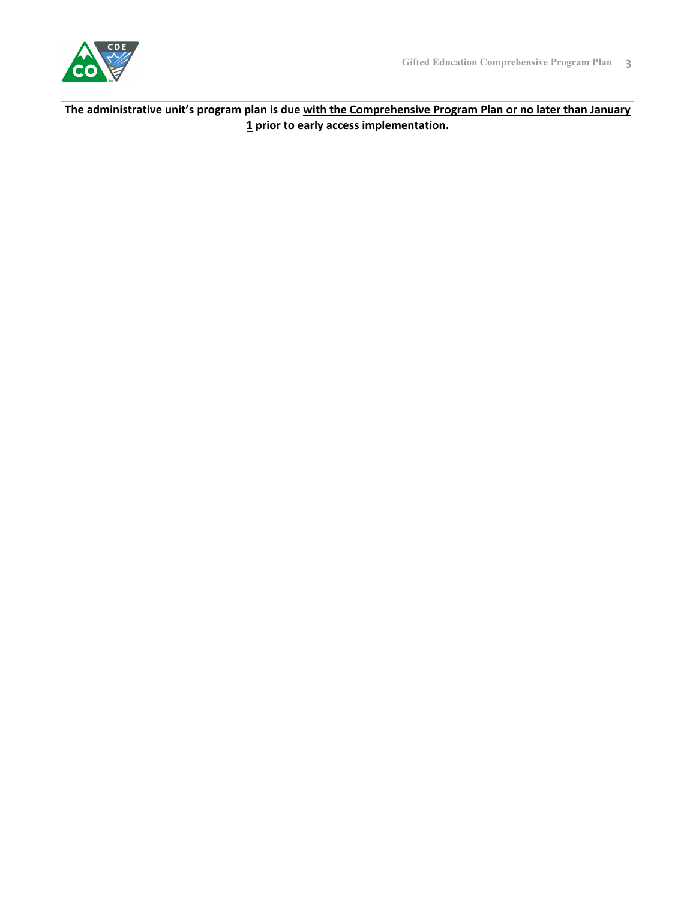**The administrative unit's program plan is due with the Comprehensive Program Plan or no later than January 1 prior to early access implementation.**